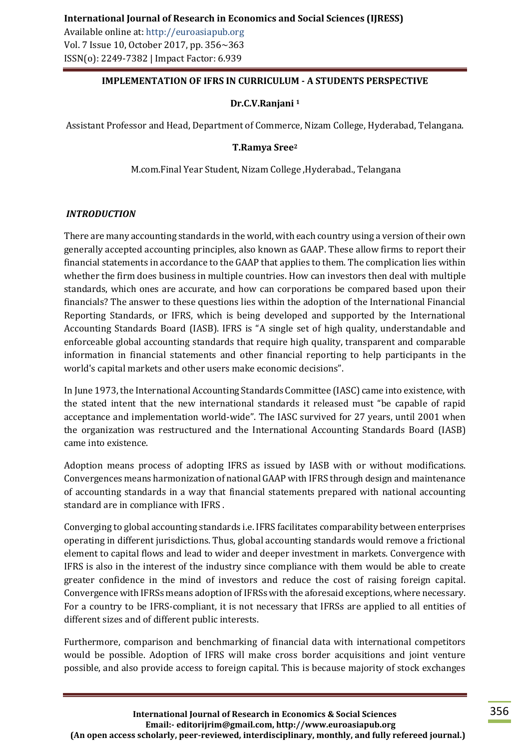# IMPLEMENTATION OF IFRS IN CURRICULUM - A STUDENTS PERSPECTIVE

**Dr.C.V.Ranjani** [1]

Assistant Professor and Head, Department of Commerce, Nizam College, Hyderabad, Telangana.

**T.Ramya Sree**[2]

M.com.Final Year Student, Nizam College ,Hyderabad., Telangana

## *INTRODUCTION*

There are many accounting standards in the world, with each country using a version of their own generally accepted accounting principles, also known as GAAP. These allow firms to report their financial statements in accordance to the GAAP that applies to them. The complication lies within whether the firm does business in multiple countries. How can investors then deal with multiple standards, which ones are accurate, and how can corporations be compared based upon their financials? The answer to these questions lies within the adoption of the International Financial Reporting Standards, or IFRS, which is being developed and supported by the International Accounting Standards Board (IASB). IFRS is "A single set of high quality, understandable and enforceable global accounting standards that require high quality, transparent and comparable information in financial statements and other financial reporting to help participants in the world's capital markets and other users make economic decisions".

In June 1973, the International Accounting Standards Committee (IASC) came into existence, with the stated intent that the new international standards it released must "be capable of rapid acceptance and implementation world-wide". The IASC survived for 27 years, until 2001 when the organization was restructured and the International Accounting Standards Board (IASB) came into existence.

Adoption means process of adopting IFRS as issued by IASB with or without modifications. Convergences means harmonization of national GAAP with IFRS through design and maintenance of accounting standards in a way that financial statements prepared with national accounting standard are in compliance with IFRS .

Converging to global accounting standards i.e. IFRS facilitates comparability between enterprises operating in different jurisdictions. Thus, global accounting standards would remove a frictional element to capital flows and lead to wider and deeper investment in markets. Convergence with IFRS is also in the interest of the industry since compliance with them would be able to create greater confidence in the mind of investors and reduce the cost of raising foreign capital. Convergence with IFRSs means adoption of IFRSs with the aforesaid exceptions, where necessary. For a country to be IFRS-compliant, it is not necessary that IFRSs are applied to all entities of different sizes and of different public interests.

Furthermore, comparison and benchmarking of financial data with international competitors would be possible. Adoption of IFRS will make cross border acquisitions and joint venture possible, and also provide access to foreign capital. This is because majority of stock exchanges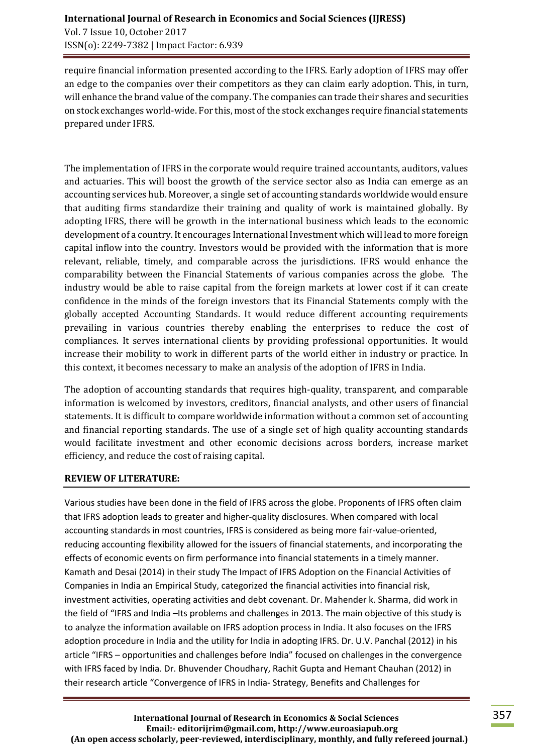require financial information presented according to the IFRS. Early adoption of IFRS may offer an edge to the companies over their competitors as they can claim early adoption. This, in turn, will enhance the brand value of the company. The companies can trade their shares and securities on stock exchanges world-wide. For this, most of the stock exchanges require financial statements prepared under IFRS.

The implementation of IFRS in the corporate would require trained accountants, auditors, values and actuaries. This will boost the growth of the service sector also as India can emerge as an accounting services hub. Moreover, a single set of accounting standards worldwide would ensure that auditing firms standardize their training and quality of work is maintained globally. By adopting IFRS, there will be growth in the international business which leads to the economic development of a country. It encourages International Investment which will lead to more foreign capital inflow into the country. Investors would be provided with the information that is more relevant, reliable, timely, and comparable across the jurisdictions. IFRS would enhance the comparability between the Financial Statements of various companies across the globe. The industry would be able to raise capital from the foreign markets at lower cost if it can create confidence in the minds of the foreign investors that its Financial Statements comply with the globally accepted Accounting Standards. It would reduce different accounting requirements prevailing in various countries thereby enabling the enterprises to reduce the cost of compliances. It serves international clients by providing professional opportunities. It would increase their mobility to work in different parts of the world either in industry or practice. In this context, it becomes necessary to make an analysis of the adoption of IFRS in India.

The adoption of accounting standards that requires high-quality, transparent, and comparable information is welcomed by investors, creditors, financial analysts, and other users of financial statements. It is difficult to compare worldwide information without a common set of accounting and financial reporting standards. The use of a single set of high quality accounting standards would facilitate investment and other economic decisions across borders, increase market efficiency, and reduce the cost of raising capital.

## REVIEW OF LITERATURE:

Various studies have been done in the field of IFRS across the globe. Proponents of IFRS often claim that IFRS adoption leads to greater and higher-quality disclosures. When compared with local accounting standards in most countries, IFRS is considered as being more fair-value-oriented, reducing accounting flexibility allowed for the issuers of financial statements, and incorporating the effects of economic events on firm performance into financial statements in a timely manner. Kamath and Desai (2014) in their study The Impact of IFRS Adoption on the Financial Activities of Companies in India an Empirical Study, categorized the financial activities into financial risk, investment activities, operating activities and debt covenant. Dr. Mahender k. Sharma, did work in the field of "IFRS and India –Its problems and challenges in 2013. The main objective of this study is to analyze the information available on IFRS adoption process in India. It also focuses on the IFRS adoption procedure in India and the utility for India in adopting IFRS. Dr. U.V. Panchal (2012) in his article "IFRS – opportunities and challenges before India" focused on challenges in the convergence with IFRS faced by India. Dr. Bhuvender Choudhary, Rachit Gupta and Hemant Chauhan (2012) in their research article "Convergence of IFRS in India- Strategy, Benefits and Challenges for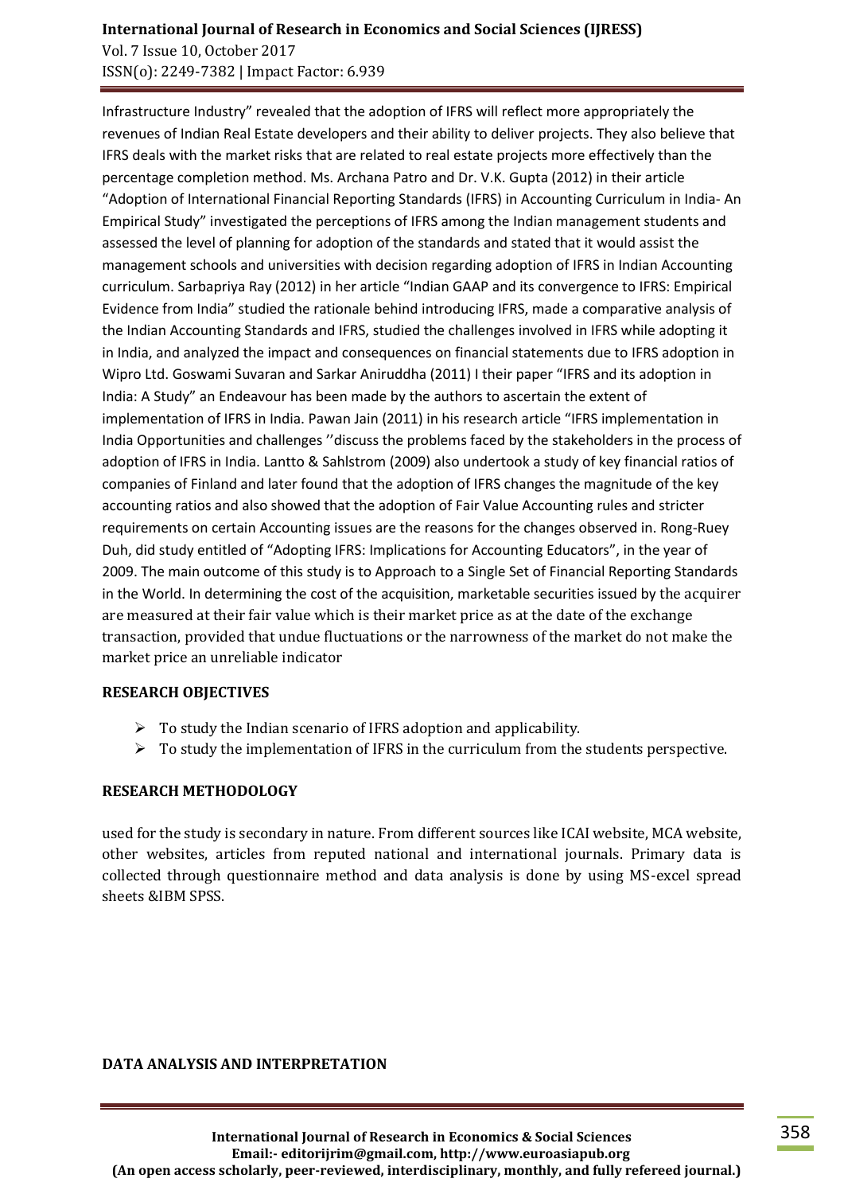Infrastructure Industry" revealed that the adoption of IFRS will reflect more appropriately the revenues of Indian Real Estate developers and their ability to deliver projects. They also believe that IFRS deals with the market risks that are related to real estate projects more effectively than the percentage completion method. Ms. Archana Patro and Dr. V.K. Gupta (2012) in their article "Adoption of International Financial Reporting Standards (IFRS) in Accounting Curriculum in India- An Empirical Study" investigated the perceptions of IFRS among the Indian management students and assessed the level of planning for adoption of the standards and stated that it would assist the management schools and universities with decision regarding adoption of IFRS in Indian Accounting curriculum. Sarbapriya Ray (2012) in her article "Indian GAAP and its convergence to IFRS: Empirical Evidence from India" studied the rationale behind introducing IFRS, made a comparative analysis of the Indian Accounting Standards and IFRS, studied the challenges involved in IFRS while adopting it in India, and analyzed the impact and consequences on financial statements due to IFRS adoption in Wipro Ltd. Goswami Suvaran and Sarkar Aniruddha (2011) I their paper "IFRS and its adoption in India: A Study" an Endeavour has been made by the authors to ascertain the extent of implementation of IFRS in India. Pawan Jain (2011) in his research article "IFRS implementation in India Opportunities and challenges ''discuss the problems faced by the stakeholders in the process of adoption of IFRS in India. Lantto & Sahlstrom (2009) also undertook a study of key financial ratios of companies of Finland and later found that the adoption of IFRS changes the magnitude of the key accounting ratios and also showed that the adoption of Fair Value Accounting rules and stricter requirements on certain Accounting issues are the reasons for the changes observed in. Rong-Ruey Duh, did study entitled of "Adopting IFRS: Implications for Accounting Educators", in the year of 2009. The main outcome of this study is to Approach to a Single Set of Financial Reporting Standards in the World. In determining the cost of the acquisition, marketable securities issued by the acquirer are measured at their fair value which is their market price as at the date of the exchange transaction, provided that undue fluctuations or the narrowness of the market do not make the market price an unreliable indicator

**RESEARCH OBJECTIVES**

- To study the Indian scenario of IFRS adoption and applicability.
- To study the implementation of IFRS in the curriculum from the students perspective.

**RESEARCH METHODOLOGY**

used for the study is secondary in nature. From different sources like ICAI website, MCA website, other websites, articles from reputed national and international journals. Primary data is collected through questionnaire method and data analysis is done by using MS-excel spread sheets &IBM SPSS.

**DATA ANALYSIS AND INTERPRETATION**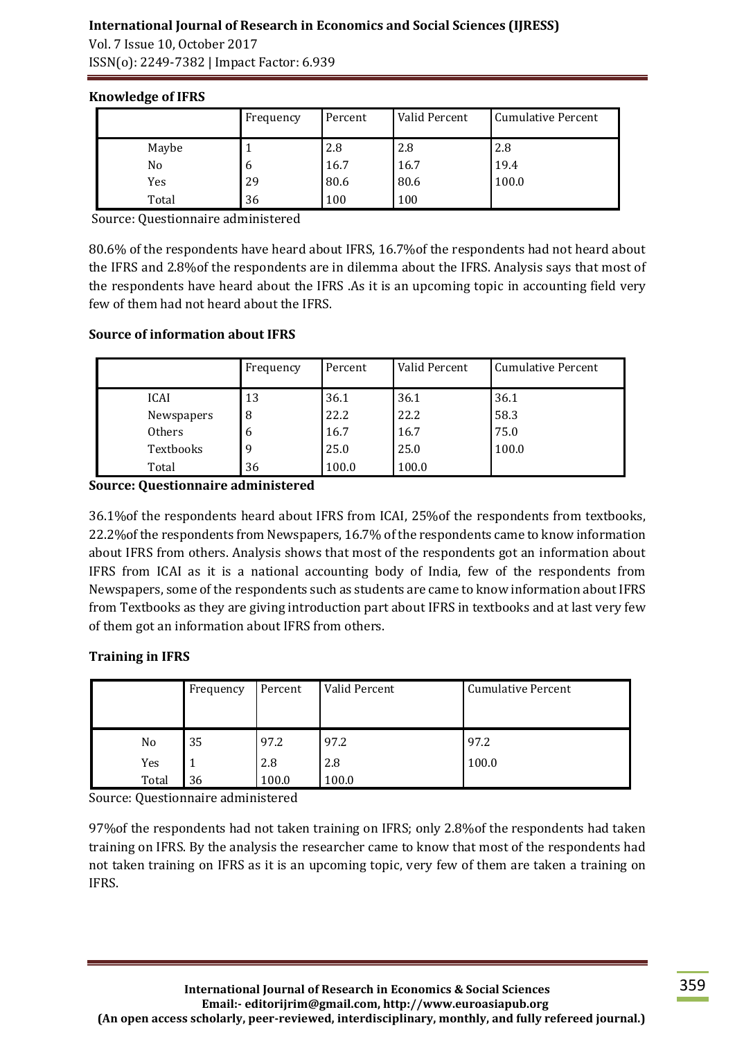**Knowledge of IFRS**

| | Frequency | Percent | Valid Percent | Cumulative Percent |
|---|---|---|---|---|
| Maybe | 1 | 2.8 | 2.8 | 2.8 |
| No | 6 | 16.7 | 16.7 | 19.4 |
| Yes | 29 | 80.6 | 80.6 | 100.0 |
| Total | 36 | 100 | 100 | |

Source: Questionnaire administered

80.6% of the respondents have heard about IFRS, 16.7%of the respondents had not heard about the IFRS and 2.8%of the respondents are in dilemma about the IFRS. Analysis says that most of the respondents have heard about the IFRS .As it is an upcoming topic in accounting field very few of them had not heard about the IFRS.

**Source of information about IFRS**

| | Frequency | Percent | Valid Percent | Cumulative Percent |
|---|---|---|---|---|
| ICAI | 13 | 36.1 | 36.1 | 36.1 |
| Newspapers | 8 | 22.2 | 22.2 | 58.3 |
| Others | 6 | 16.7 | 16.7 | 75.0 |
| Textbooks | 9 | 25.0 | 25.0 | 100.0 |
| Total | 36 | 100.0 | 100.0 | |

**Source: Questionnaire administered**

36.1%of the respondents heard about IFRS from ICAI, 25%of the respondents from textbooks, 22.2%of the respondents from Newspapers, 16.7% of the respondents came to know information about IFRS from others. Analysis shows that most of the respondents got an information about IFRS from ICAI as it is a national accounting body of India, few of the respondents from Newspapers, some of the respondents such as students are came to know information about IFRS from Textbooks as they are giving introduction part about IFRS in textbooks and at last very few of them got an information about IFRS from others.

**Training in IFRS**

| | Frequency | Percent | Valid Percent | Cumulative Percent |
|---|---|---|---|---|
| No | 35 | 97.2 | 97.2 | 97.2 |
| Yes | 1 | 2.8 | 2.8 | 100.0 |
| Total | 36 | 100.0 | 100.0 | |

Source: Questionnaire administered

97%of the respondents had not taken training on IFRS; only 2.8%of the respondents had taken training on IFRS. By the analysis the researcher came to know that most of the respondents had not taken training on IFRS as it is an upcoming topic, very few of them are taken a training on IFRS.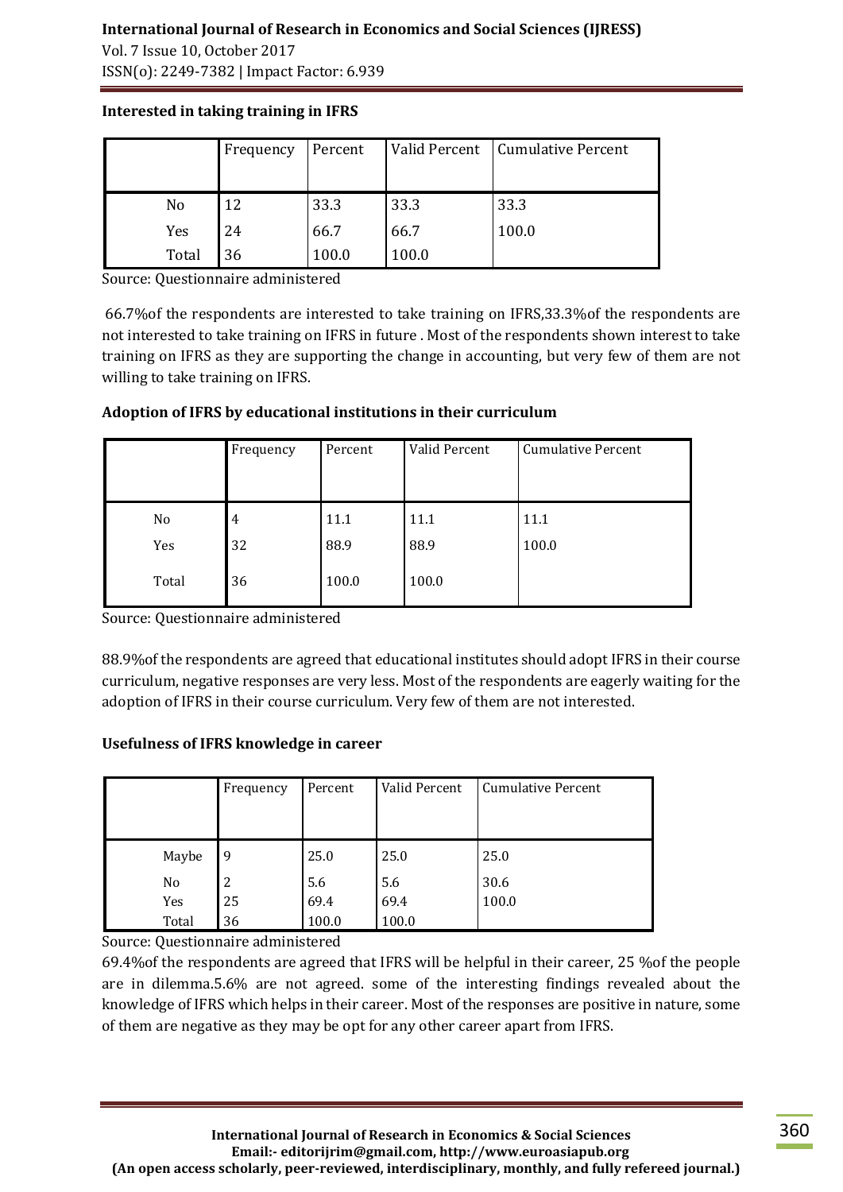**Interested in taking training in IFRS**

| | Frequency | Percent | Valid Percent | Cumulative Percent |
|---|---|---|---|---|
| No | 12 | 33.3 | 33.3 | 33.3 |
| Yes | 24 | 66.7 | 66.7 | 100.0 |
| Total | 36 | 100.0 | 100.0 | |

Source: Questionnaire administered

66.7%of the respondents are interested to take training on IFRS,33.3%of the respondents are not interested to take training on IFRS in future . Most of the respondents shown interest to take training on IFRS as they are supporting the change in accounting, but very few of them are not willing to take training on IFRS.

**Adoption of IFRS by educational institutions in their curriculum**

| | Frequency | Percent | Valid Percent | Cumulative Percent |
|---|---|---|---|---|
| No | 4 | 11.1 | 11.1 | 11.1 |
| Yes | 32 | 88.9 | 88.9 | 100.0 |
| Total | 36 | 100.0 | 100.0 | |

Source: Questionnaire administered

88.9%of the respondents are agreed that educational institutes should adopt IFRS in their course curriculum, negative responses are very less. Most of the respondents are eagerly waiting for the adoption of IFRS in their course curriculum. Very few of them are not interested.

**Usefulness of IFRS knowledge in career**

| | Frequency | Percent | Valid Percent | Cumulative Percent |
|---|---|---|---|---|
| Maybe | 9 | 25.0 | 25.0 | 25.0 |
| No | 2 | 5.6 | 5.6 | 30.6 |
| Yes | 25 | 69.4 | 69.4 | 100.0 |
| Total | 36 | 100.0 | 100.0 | |

Source: Questionnaire administered

69.4%of the respondents are agreed that IFRS will be helpful in their career, 25 %of the people are in dilemma.5.6% are not agreed. some of the interesting findings revealed about the knowledge of IFRS which helps in their career. Most of the responses are positive in nature, some of them are negative as they may be opt for any other career apart from IFRS.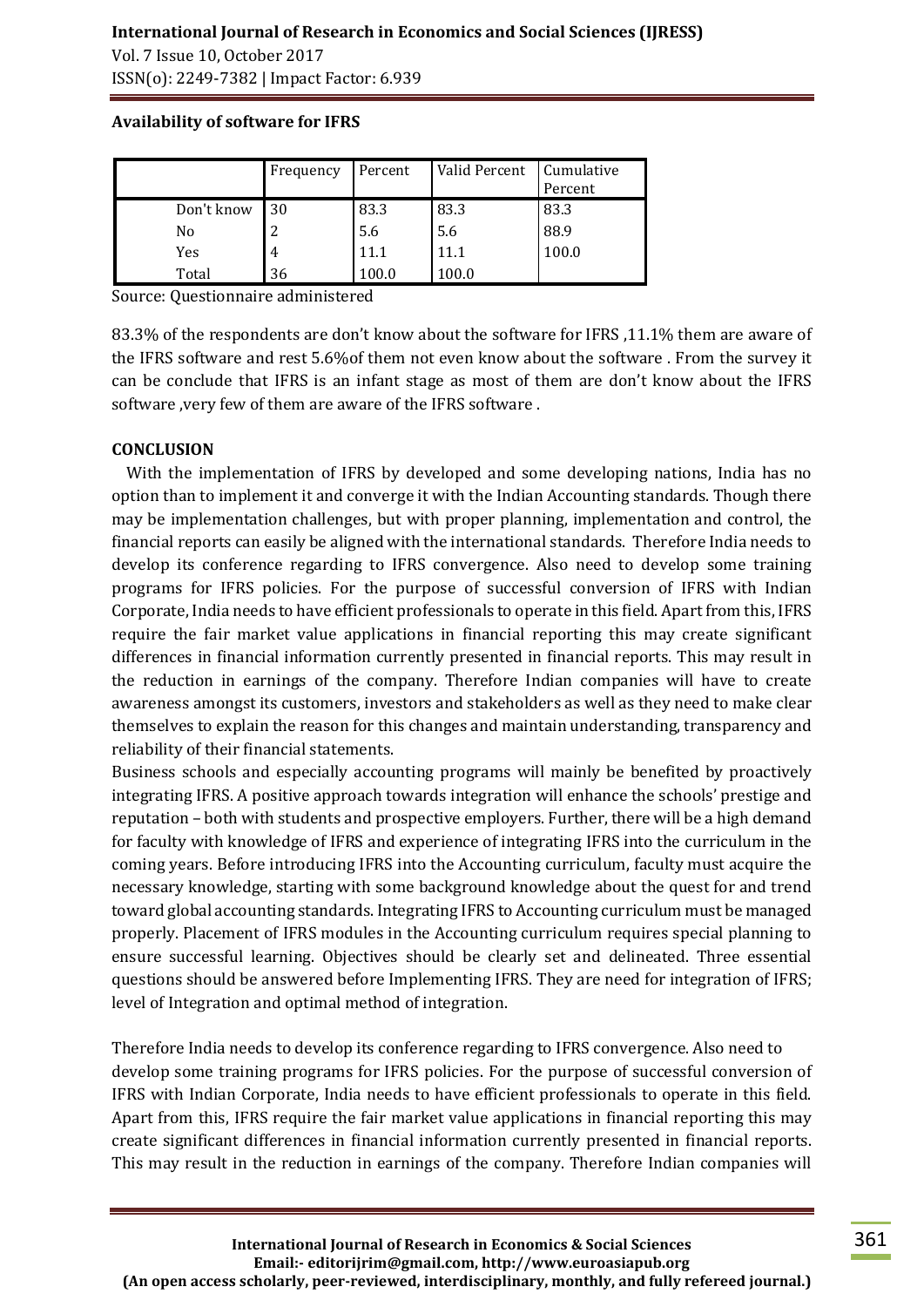**Availability of software for IFRS**

| | Frequency | Percent | Valid Percent | Cumulative Percent |
|---|---|---|---|---|
| Don't know | 30 | 83.3 | 83.3 | 83.3 |
| No | 2 | 5.6 | 5.6 | 88.9 |
| Yes | 4 | 11.1 | 11.1 | 100.0 |
| Total | 36 | 100.0 | 100.0 | |

Source: Questionnaire administered

83.3% of the respondents are don't know about the software for IFRS ,11.1% them are aware of the IFRS software and rest 5.6%of them not even know about the software . From the survey it can be conclude that IFRS is an infant stage as most of them are don't know about the IFRS software ,very few of them are aware of the IFRS software .

**CONCLUSION**

With the implementation of IFRS by developed and some developing nations, India has no option than to implement it and converge it with the Indian Accounting standards. Though there may be implementation challenges, but with proper planning, implementation and control, the financial reports can easily be aligned with the international standards. Therefore India needs to develop its conference regarding to IFRS convergence. Also need to develop some training programs for IFRS policies. For the purpose of successful conversion of IFRS with Indian Corporate, India needs to have efficient professionals to operate in this field. Apart from this, IFRS require the fair market value applications in financial reporting this may create significant differences in financial information currently presented in financial reports. This may result in the reduction in earnings of the company. Therefore Indian companies will have to create awareness amongst its customers, investors and stakeholders as well as they need to make clear themselves to explain the reason for this changes and maintain understanding, transparency and reliability of their financial statements.

Business schools and especially accounting programs will mainly be benefited by proactively integrating IFRS. A positive approach towards integration will enhance the schools' prestige and reputation – both with students and prospective employers. Further, there will be a high demand for faculty with knowledge of IFRS and experience of integrating IFRS into the curriculum in the coming years. Before introducing IFRS into the Accounting curriculum, faculty must acquire the necessary knowledge, starting with some background knowledge about the quest for and trend toward global accounting standards. Integrating IFRS to Accounting curriculum must be managed properly. Placement of IFRS modules in the Accounting curriculum requires special planning to ensure successful learning. Objectives should be clearly set and delineated. Three essential questions should be answered before Implementing IFRS. They are need for integration of IFRS; level of Integration and optimal method of integration.

Therefore India needs to develop its conference regarding to IFRS convergence. Also need to develop some training programs for IFRS policies. For the purpose of successful conversion of IFRS with Indian Corporate, India needs to have efficient professionals to operate in this field. Apart from this, IFRS require the fair market value applications in financial reporting this may create significant differences in financial information currently presented in financial reports. This may result in the reduction in earnings of the company. Therefore Indian companies will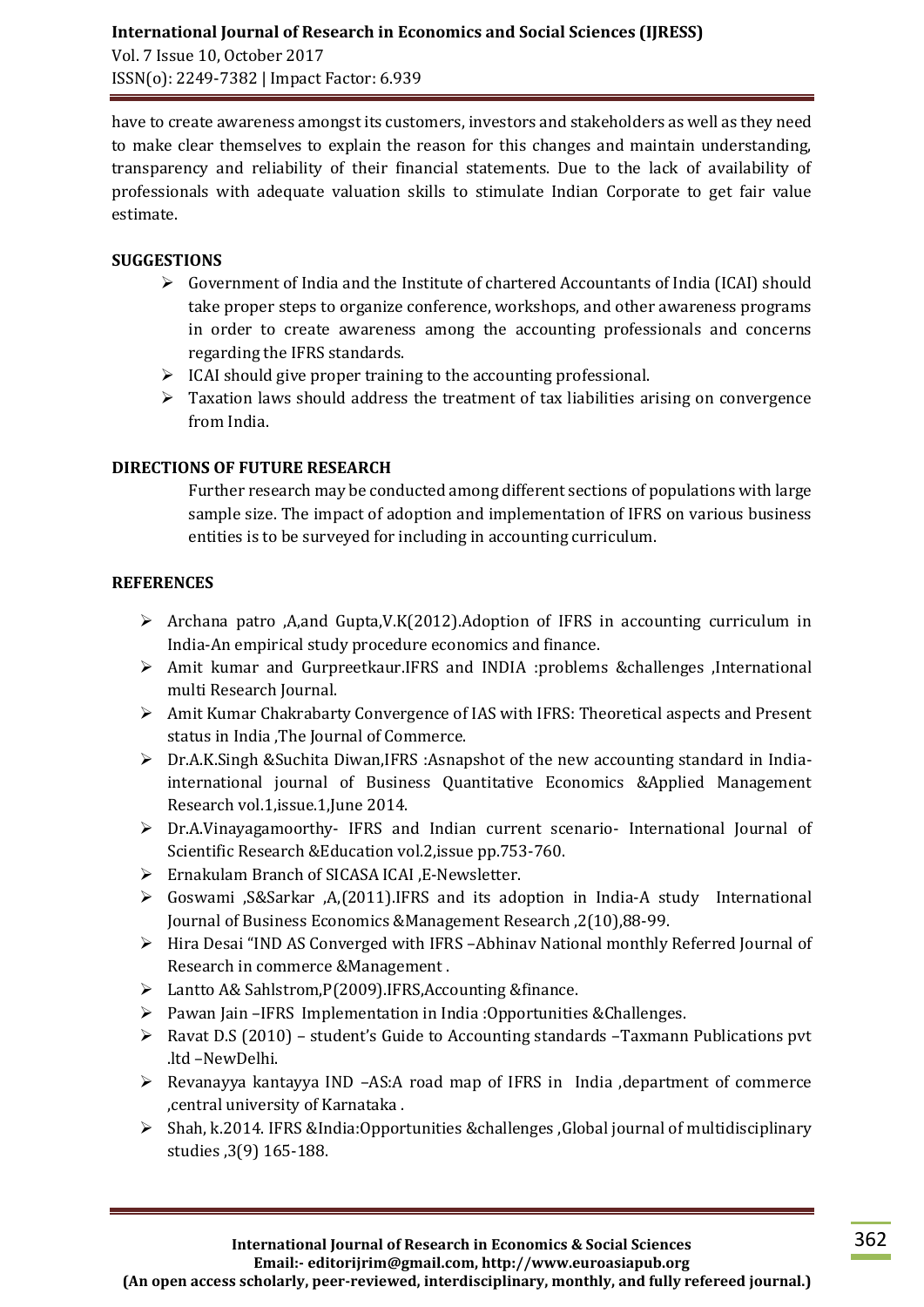have to create awareness amongst its customers, investors and stakeholders as well as they need to make clear themselves to explain the reason for this changes and maintain understanding, transparency and reliability of their financial statements. Due to the lack of availability of professionals with adequate valuation skills to stimulate Indian Corporate to get fair value estimate.

**SUGGESTIONS**

- Government of India and the Institute of chartered Accountants of India (ICAI) should take proper steps to organize conference, workshops, and other awareness programs in order to create awareness among the accounting professionals and concerns regarding the IFRS standards.
- ICAI should give proper training to the accounting professional.
- Taxation laws should address the treatment of tax liabilities arising on convergence from India.

**DIRECTIONS OF FUTURE RESEARCH**

Further research may be conducted among different sections of populations with large sample size. The impact of adoption and implementation of IFRS on various business entities is to be surveyed for including in accounting curriculum.

**REFERENCES**

- Archana patro ,A,and Gupta,V.K(2012).Adoption of IFRS in accounting curriculum in India-An empirical study procedure economics and finance.
- Amit kumar and Gurpreetkaur.IFRS and INDIA :problems &challenges ,International multi Research Journal.
- Amit Kumar Chakrabarty Convergence of IAS with IFRS: Theoretical aspects and Present status in India ,The Journal of Commerce.
- Dr.A.K.Singh &Suchita Diwan,IFRS :Asnapshot of the new accounting standard in India-international journal of Business Quantitative Economics &Applied Management Research vol.1,issue.1,June 2014.
- Dr.A.Vinayagamoorthy- IFRS and Indian current scenario- International Journal of Scientific Research &Education vol.2,issue pp.753-760.
- Ernakulam Branch of SICASA ICAI ,E-Newsletter.
- Goswami ,S&Sarkar ,A,(2011).IFRS and its adoption in India-A study International Journal of Business Economics &Management Research ,2(10),88-99.
- Hira Desai "IND AS Converged with IFRS –Abhinav National monthly Referred Journal of Research in commerce &Management .
- Lantto A& Sahlstrom,P(2009).IFRS,Accounting &finance.
- Pawan Jain –IFRS Implementation in India :Opportunities &Challenges.
- Ravat D.S (2010) – student's Guide to Accounting standards –Taxmann Publications pvt .ltd –NewDelhi.
- Revanayya kantayya IND –AS:A road map of IFRS in India ,department of commerce ,central university of Karnataka .
- Shah, k.2014. IFRS &India:Opportunities &challenges ,Global journal of multidisciplinary studies ,3(9) 165-188.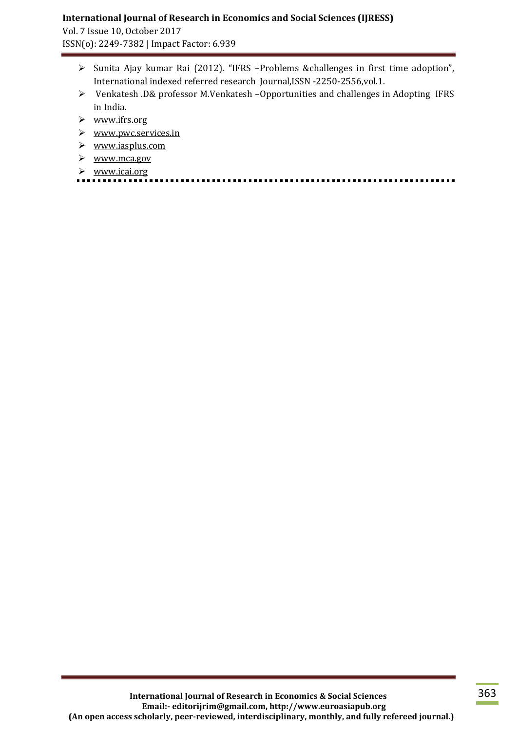- Sunita Ajay kumar Rai (2012). "IFRS –Problems &challenges in first time adoption", International indexed referred research Journal,ISSN -2250-2556,vol.1.
- Venkatesh .D& professor M.Venkatesh –Opportunities and challenges in Adopting IFRS in India.
- www.ifrs.org
- www.pwc.services.in
- www.iasplus.com
- www.mca.gov
- www.icai.org